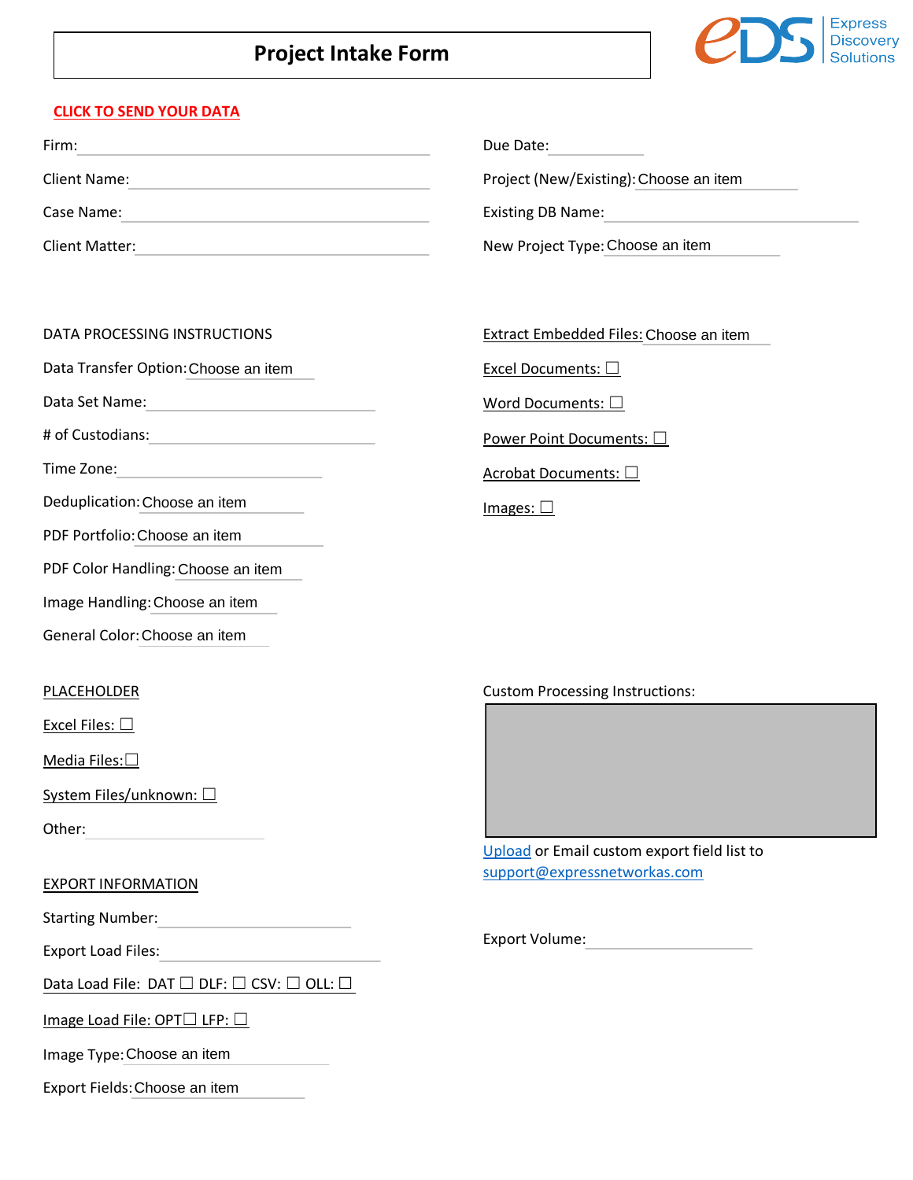# Project Intake Form

Express Discovery Solutions

**CLICK TO SEND YOUR DATA**

Firm: ______________________

Client Name: ______________________

Case Name: ______________________

Client Matter: ______________________

Due Date: ______________________

Project (New/Existing): Choose an item

Existing DB Name: ______________________

New Project Type: Choose an item

DATA PROCESSING INSTRUCTIONS

Data Transfer Option: Choose an item

Data Set Name: ______________________

# of Custodians: ______________________

Time Zone: ______________________

Deduplication: Choose an item

PDF Portfolio: Choose an item

PDF Color Handling: Choose an item

Image Handling: Choose an item

General Color: Choose an item

Extract Embedded Files: Choose an item

Excel Documents: ☐

Word Documents: ☐

Power Point Documents: ☐

Acrobat Documents: ☐

Images: ☐

PLACEHOLDER

Excel Files: ☐

Media Files: ☐

System Files/unknown: ☐

Other: ______________________

Custom Processing Instructions:

Upload or Email custom export field list to support@expressnetworkas.com

EXPORT INFORMATION

Starting Number: ______________________

Export Load Files: ______________________

Data Load File: DAT ☐ DLF: ☐ CSV: ☐ OLL: ☐

Image Load File: OPT☐ LFP: ☐

Image Type: Choose an item

Export Fields: Choose an item

Export Volume: ______________________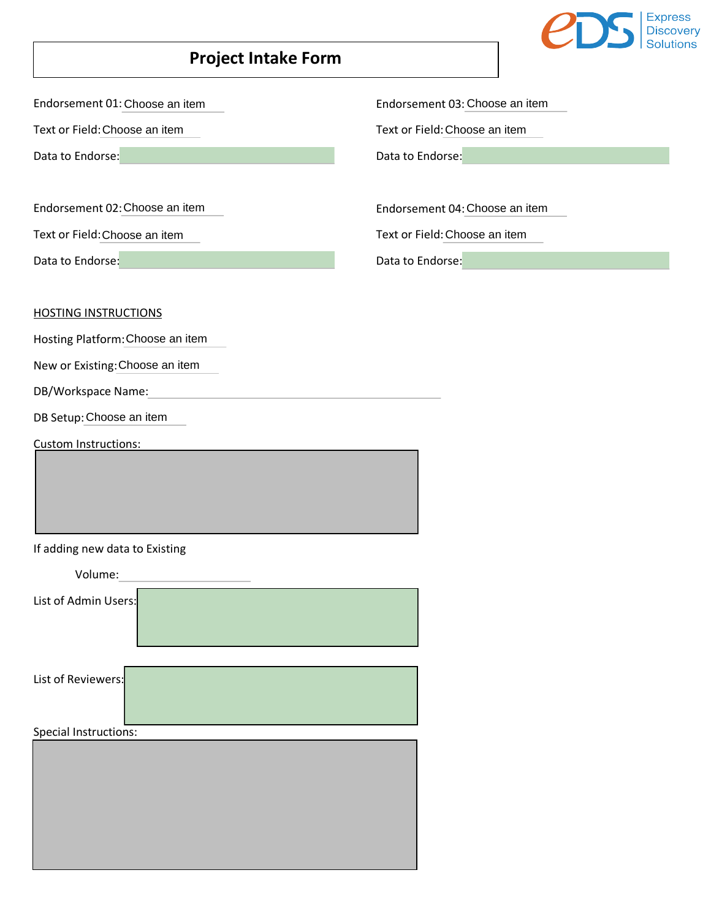Express Discovery Solutions

# Project Intake Form

Endorsement 01: Choose an item

Text or Field: Choose an item

Data to Endorse:

Endorsement 02: Choose an item

Text or Field: Choose an item

Data to Endorse:

Endorsement 03: Choose an item

Text or Field: Choose an item

Data to Endorse:

Endorsement 04: Choose an item

Text or Field: Choose an item

Data to Endorse:

<u>HOSTING INSTRUCTIONS</u>

Hosting Platform: Choose an item

New or Existing: Choose an item

DB/Workspace Name:

DB Setup: Choose an item

Custom Instructions:

If adding new data to Existing

Volume:

List of Admin Users:

List of Reviewers:

Special Instructions: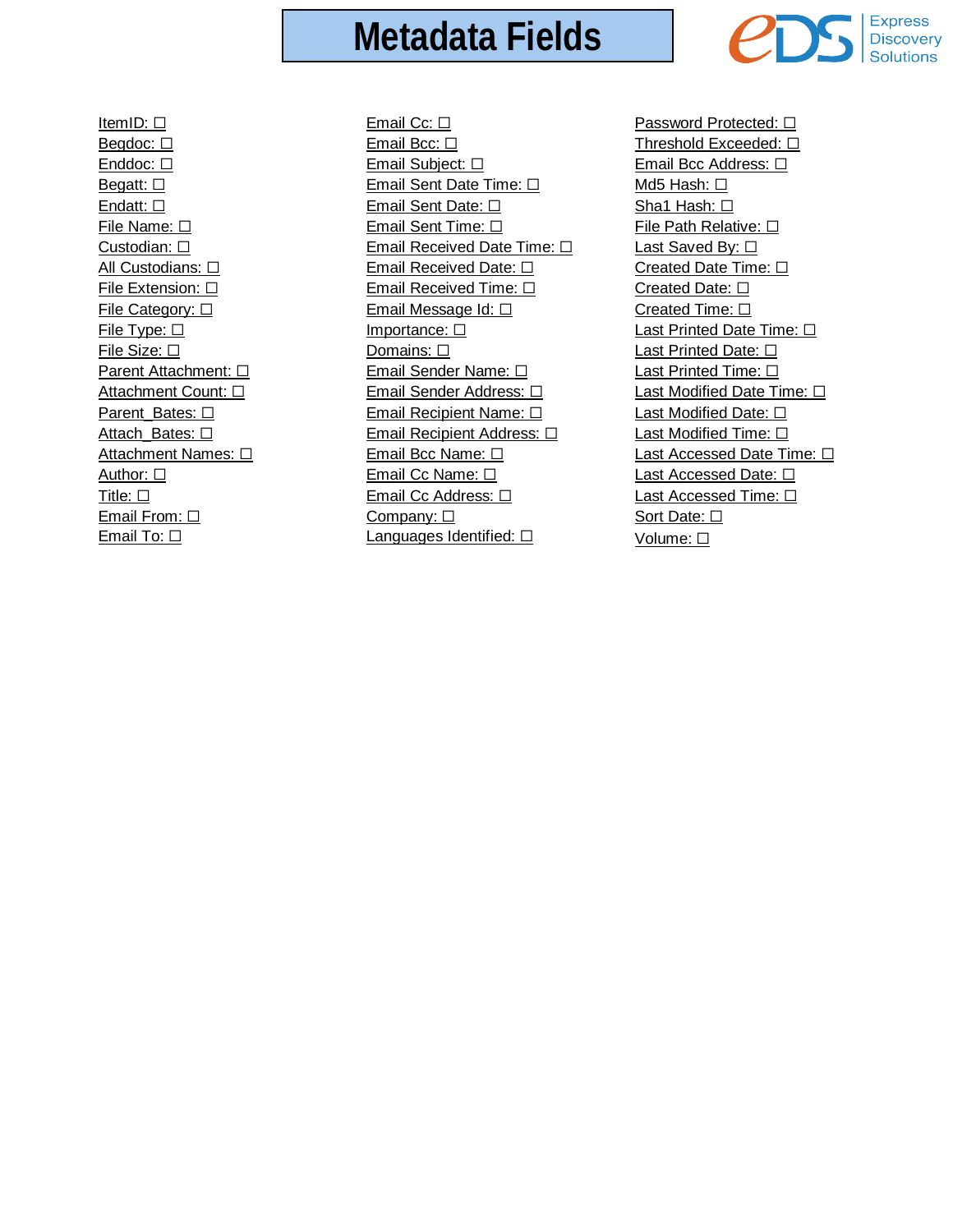# Metadata Fields

Express Discovery Solutions

ItemID: ☐
Begdoc: ☐
Enddoc: ☐
Begatt: ☐
Endatt: ☐
File Name: ☐
Custodian: ☐
All Custodians: ☐
File Extension: ☐
File Category: ☐
File Type: ☐
File Size: ☐
Parent Attachment: ☐
Attachment Count: ☐
Parent_Bates: ☐
Attach_Bates: ☐
Attachment Names: ☐
Author: ☐
Title: ☐
Email From: ☐
Email To: ☐

Email Cc: ☐
Email Bcc: ☐
Email Subject: ☐
Email Sent Date Time: ☐
Email Sent Date: ☐
Email Sent Time: ☐
Email Received Date Time: ☐
Email Received Date: ☐
Email Received Time: ☐
Email Message Id: ☐
Importance: ☐
Domains: ☐
Email Sender Name: ☐
Email Sender Address: ☐
Email Recipient Name: ☐
Email Recipient Address: ☐
Email Bcc Name: ☐
Email Cc Name: ☐
Email Cc Address: ☐
Company: ☐
Languages Identified: ☐

Password Protected: ☐
Threshold Exceeded: ☐
Email Bcc Address: ☐
Md5 Hash: ☐
Sha1 Hash: ☐
File Path Relative: ☐
Last Saved By: ☐
Created Date Time: ☐
Created Date: ☐
Created Time: ☐
Last Printed Date Time: ☐
Last Printed Date: ☐
Last Printed Time: ☐
Last Modified Date Time: ☐
Last Modified Date: ☐
Last Modified Time: ☐
Last Accessed Date Time: ☐
Last Accessed Date: ☐
Last Accessed Time: ☐
Sort Date: ☐
Volume: ☐